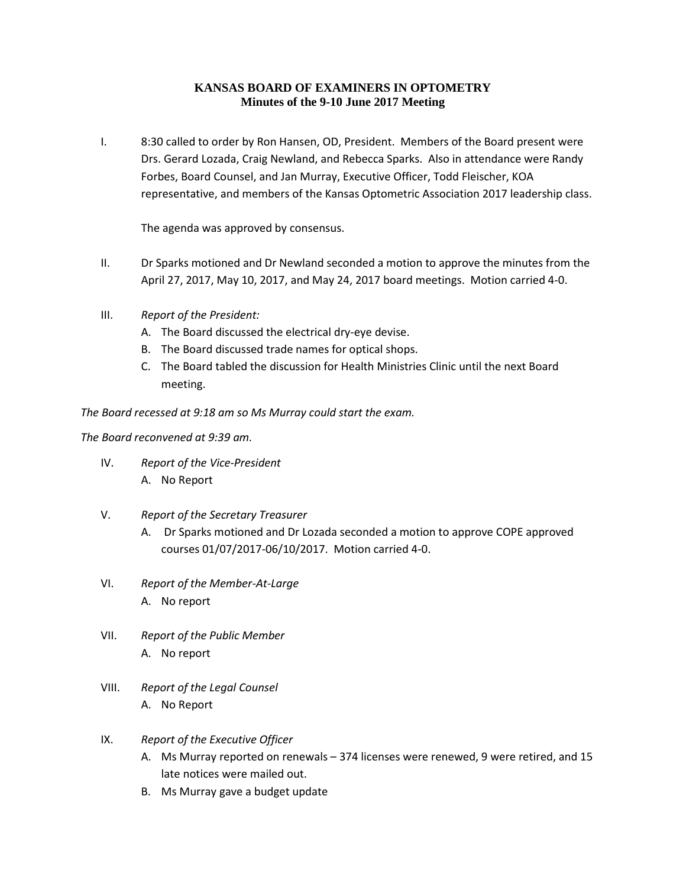# KANSAS BOARD OF EXAMINERS IN OPTOMETRY
## Minutes of the 9-10 June 2017 Meeting

I. 8:30 called to order by Ron Hansen, OD, President. Members of the Board present were Drs. Gerard Lozada, Craig Newland, and Rebecca Sparks. Also in attendance were Randy Forbes, Board Counsel, and Jan Murray, Executive Officer, Todd Fleischer, KOA representative, and members of the Kansas Optometric Association 2017 leadership class.

   The agenda was approved by consensus.

II. Dr Sparks motioned and Dr Newland seconded a motion to approve the minutes from the April 27, 2017, May 10, 2017, and May 24, 2017 board meetings. Motion carried 4-0.

III. *Report of the President:*
   A. The Board discussed the electrical dry-eye devise.
   B. The Board discussed trade names for optical shops.
   C. The Board tabled the discussion for Health Ministries Clinic until the next Board meeting.

*The Board recessed at 9:18 am so Ms Murray could start the exam.*

*The Board reconvened at 9:39 am.*

IV. *Report of the Vice-President*
   A. No Report

V. *Report of the Secretary Treasurer*
   A. Dr Sparks motioned and Dr Lozada seconded a motion to approve COPE approved courses 01/07/2017-06/10/2017. Motion carried 4-0.

VI. *Report of the Member-At-Large*
   A. No report

VII. *Report of the Public Member*
   A. No report

VIII. *Report of the Legal Counsel*
   A. No Report

IX. *Report of the Executive Officer*
   A. Ms Murray reported on renewals – 374 licenses were renewed, 9 were retired, and 15 late notices were mailed out.
   B. Ms Murray gave a budget update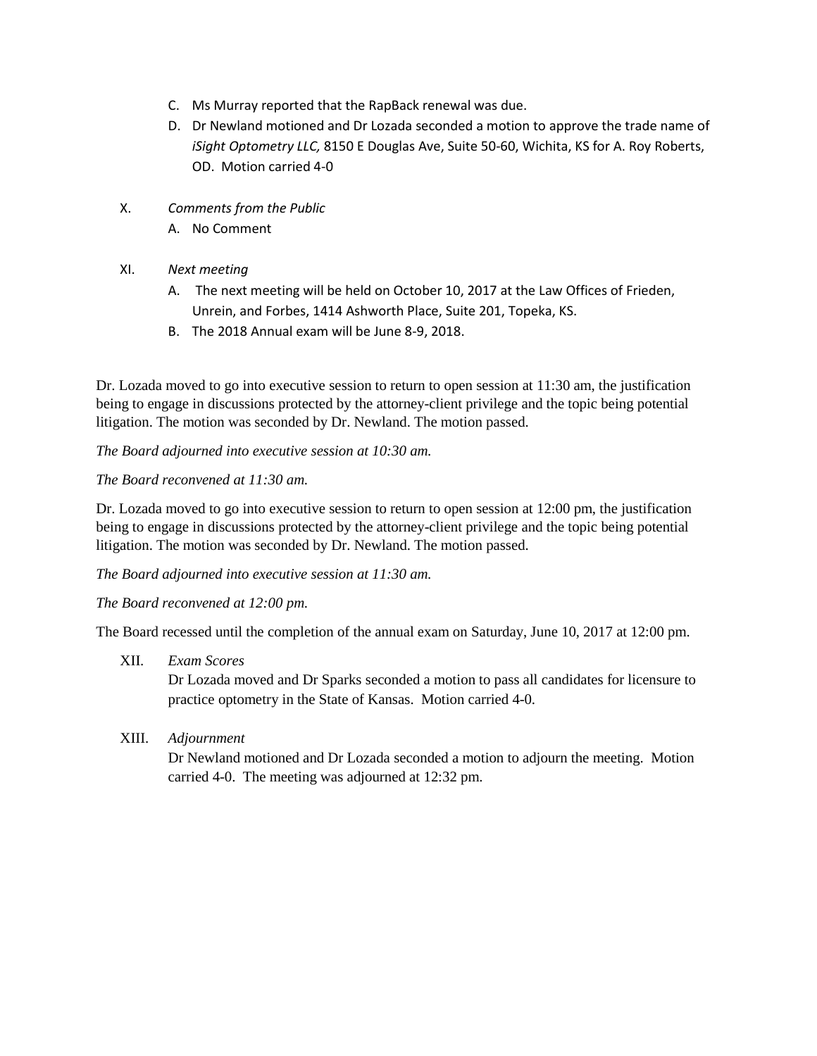C. Ms Murray reported that the RapBack renewal was due.

D. Dr Newland motioned and Dr Lozada seconded a motion to approve the trade name of *iSight Optometry LLC,* 8150 E Douglas Ave, Suite 50-60, Wichita, KS for A. Roy Roberts, OD. Motion carried 4-0

X. *Comments from the Public*

A. No Comment

XI. *Next meeting*

A. The next meeting will be held on October 10, 2017 at the Law Offices of Frieden, Unrein, and Forbes, 1414 Ashworth Place, Suite 201, Topeka, KS.

B. The 2018 Annual exam will be June 8-9, 2018.

Dr. Lozada moved to go into executive session to return to open session at 11:30 am, the justification being to engage in discussions protected by the attorney-client privilege and the topic being potential litigation. The motion was seconded by Dr. Newland. The motion passed.

*The Board adjourned into executive session at 10:30 am.*

*The Board reconvened at 11:30 am.*

Dr. Lozada moved to go into executive session to return to open session at 12:00 pm, the justification being to engage in discussions protected by the attorney-client privilege and the topic being potential litigation. The motion was seconded by Dr. Newland. The motion passed.

*The Board adjourned into executive session at 11:30 am.*

*The Board reconvened at 12:00 pm.*

The Board recessed until the completion of the annual exam on Saturday, June 10, 2017 at 12:00 pm.

XII. *Exam Scores*

Dr Lozada moved and Dr Sparks seconded a motion to pass all candidates for licensure to practice optometry in the State of Kansas. Motion carried 4-0.

XIII. *Adjournment*

Dr Newland motioned and Dr Lozada seconded a motion to adjourn the meeting. Motion carried 4-0. The meeting was adjourned at 12:32 pm.